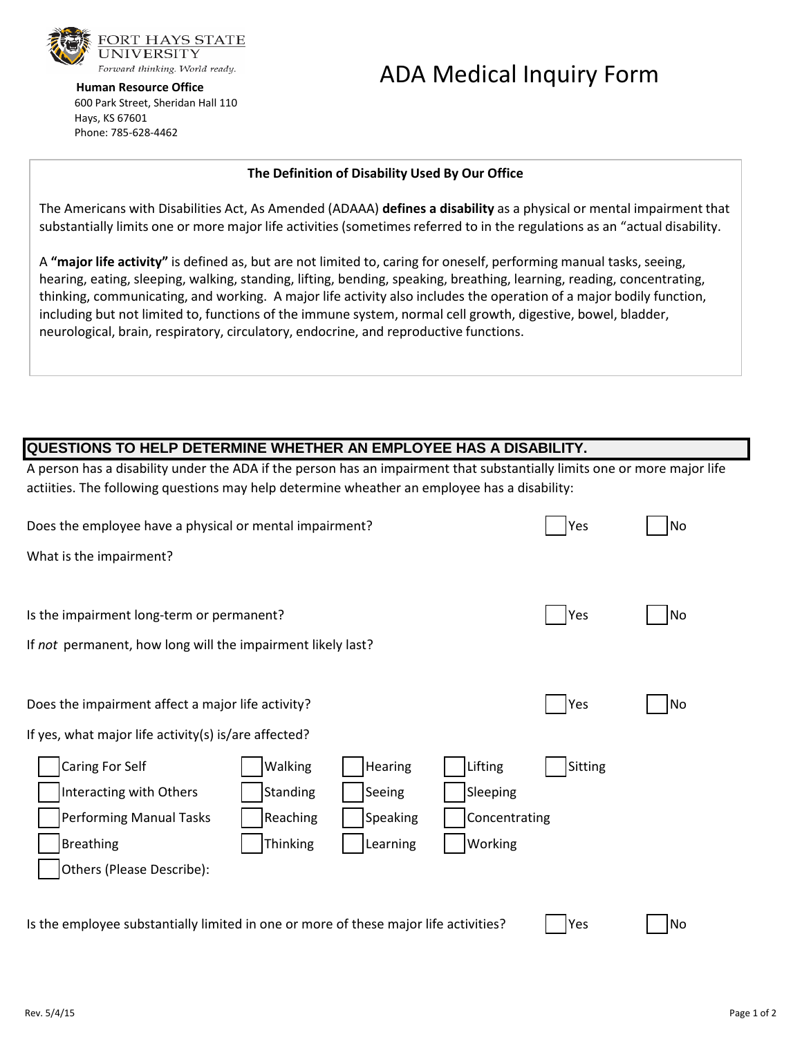FORT HAYS STATE UNIVERSITY
*Forward thinking. World ready.*

**Human Resource Office**
600 Park Street, Sheridan Hall 110
Hays, KS 67601
Phone: 785-628-4462

# ADA Medical Inquiry Form

**The Definition of Disability Used By Our Office**

The Americans with Disabilities Act, As Amended (ADAAA) **defines a disability** as a physical or mental impairment that substantially limits one or more major life activities (sometimes referred to in the regulations as an "actual disability.

A **"major life activity"** is defined as, but are not limited to, caring for oneself, performing manual tasks, seeing, hearing, eating, sleeping, walking, standing, lifting, bending, speaking, breathing, learning, reading, concentrating, thinking, communicating, and working. A major life activity also includes the operation of a major bodily function, including but not limited to, functions of the immune system, normal cell growth, digestive, bowel, bladder, neurological, brain, respiratory, circulatory, endocrine, and reproductive functions.

## QUESTIONS TO HELP DETERMINE WHETHER AN EMPLOYEE HAS A DISABILITY.

A person has a disability under the ADA if the person has an impairment that substantially limits one or more major life actiities. The following questions may help determine wheather an employee has a disability:

Does the employee have a physical or mental impairment? ☐ Yes ☐ No

What is the impairment?

Is the impairment long-term or permanent? ☐ Yes ☐ No

If *not* permanent, how long will the impairment likely last?

Does the impairment affect a major life activity? ☐ Yes ☐ No

If yes, what major life activity(s) is/are affected?

- ☐ Caring For Self
- ☐ Interacting with Others
- ☐ Performing Manual Tasks
- ☐ Breathing
- ☐ Others (Please Describe):
- ☐ Walking
- ☐ Standing
- ☐ Reaching
- ☐ Thinking
- ☐ Hearing
- ☐ Seeing
- ☐ Speaking
- ☐ Learning
- ☐ Lifting
- ☐ Sleeping
- ☐ Concentrating
- ☐ Working
- ☐ Sitting

Is the employee substantially limited in one or more of these major life activities? ☐ Yes ☐ No

Rev. 5/4/15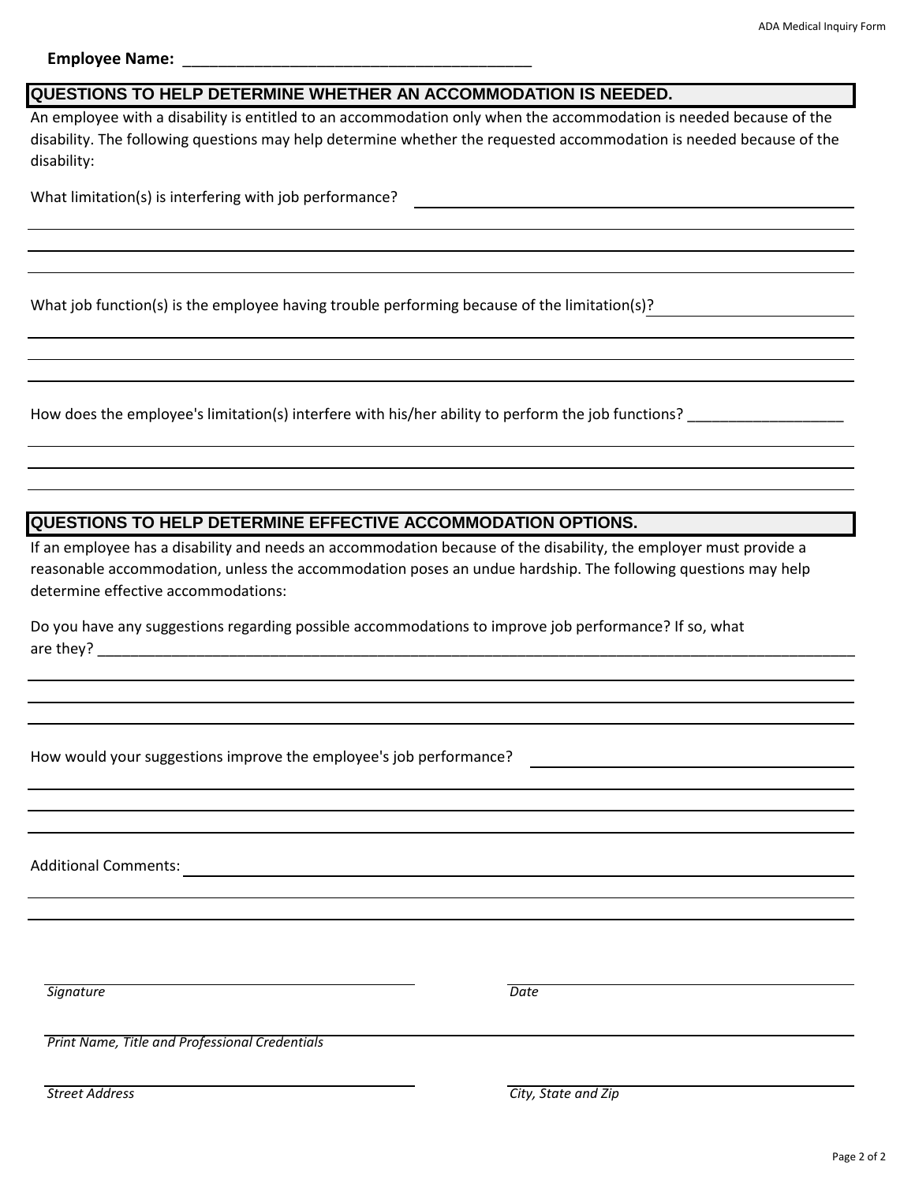**Employee Name:** ________________________________________

## QUESTIONS TO HELP DETERMINE WHETHER AN ACCOMMODATION IS NEEDED.

An employee with a disability is entitled to an accommodation only when the accommodation is needed because of the disability. The following questions may help determine whether the requested accommodation is needed because of the disability:

What limitation(s) is interfering with job performance?

What job function(s) is the employee having trouble performing because of the limitation(s)?

How does the employee's limitation(s) interfere with his/her ability to perform the job functions? ___________________

## QUESTIONS TO HELP DETERMINE EFFECTIVE ACCOMMODATION OPTIONS.

If an employee has a disability and needs an accommodation because of the disability, the employer must provide a reasonable accommodation, unless the accommodation poses an undue hardship. The following questions may help determine effective accommodations:

Do you have any suggestions regarding possible accommodations to improve job performance? If so, what are they? ______________________________________________________________________________________________

How would your suggestions improve the employee's job performance?

Additional Comments:

*Signature*

*Date*

*Print Name, Title and Professional Credentials*

*Street Address*

*City, State and Zip*